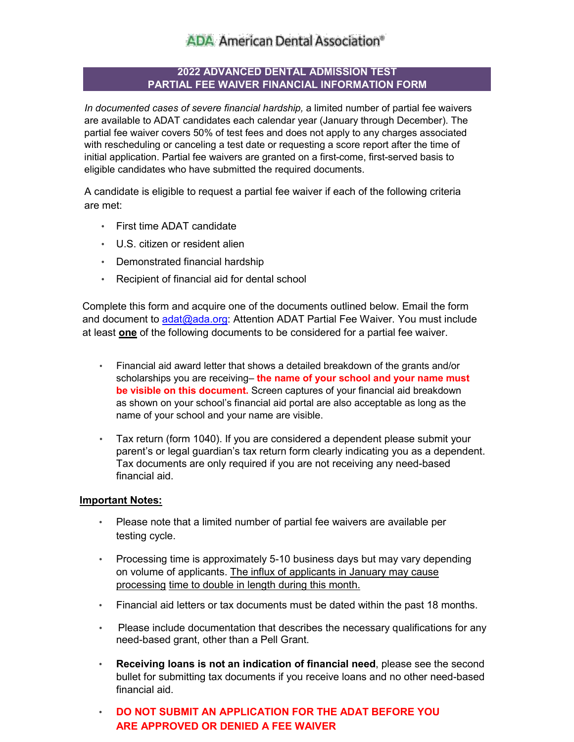ADA American Dental Association®

# 2022 ADVANCED DENTAL ADMISSION TEST PARTIAL FEE WAIVER FINANCIAL INFORMATION FORM

*In documented cases of severe financial hardship,* a limited number of partial fee waivers are available to ADAT candidates each calendar year (January through December). The partial fee waiver covers 50% of test fees and does not apply to any charges associated with rescheduling or canceling a test date or requesting a score report after the time of initial application. Partial fee waivers are granted on a first-come, first-served basis to eligible candidates who have submitted the required documents.

A candidate is eligible to request a partial fee waiver if each of the following criteria are met:

- First time ADAT candidate
- U.S. citizen or resident alien
- Demonstrated financial hardship
- Recipient of financial aid for dental school

Complete this form and acquire one of the documents outlined below. Email the form and document to adat@ada.org: Attention ADAT Partial Fee Waiver. You must include at least **one** of the following documents to be considered for a partial fee waiver.

- Financial aid award letter that shows a detailed breakdown of the grants and/or scholarships you are receiving– **the name of your school and your name must be visible on this document.** Screen captures of your financial aid breakdown as shown on your school's financial aid portal are also acceptable as long as the name of your school and your name are visible.
- Tax return (form 1040). If you are considered a dependent please submit your parent's or legal guardian's tax return form clearly indicating you as a dependent. Tax documents are only required if you are not receiving any need-based financial aid.

**Important Notes:**

- Please note that a limited number of partial fee waivers are available per testing cycle.
- Processing time is approximately 5-10 business days but may vary depending on volume of applicants. The influx of applicants in January may cause processing time to double in length during this month.
- Financial aid letters or tax documents must be dated within the past 18 months.
- Please include documentation that describes the necessary qualifications for any need-based grant, other than a Pell Grant.
- **Receiving loans is not an indication of financial need**, please see the second bullet for submitting tax documents if you receive loans and no other need-based financial aid.
- **DO NOT SUBMIT AN APPLICATION FOR THE ADAT BEFORE YOU ARE APPROVED OR DENIED A FEE WAIVER**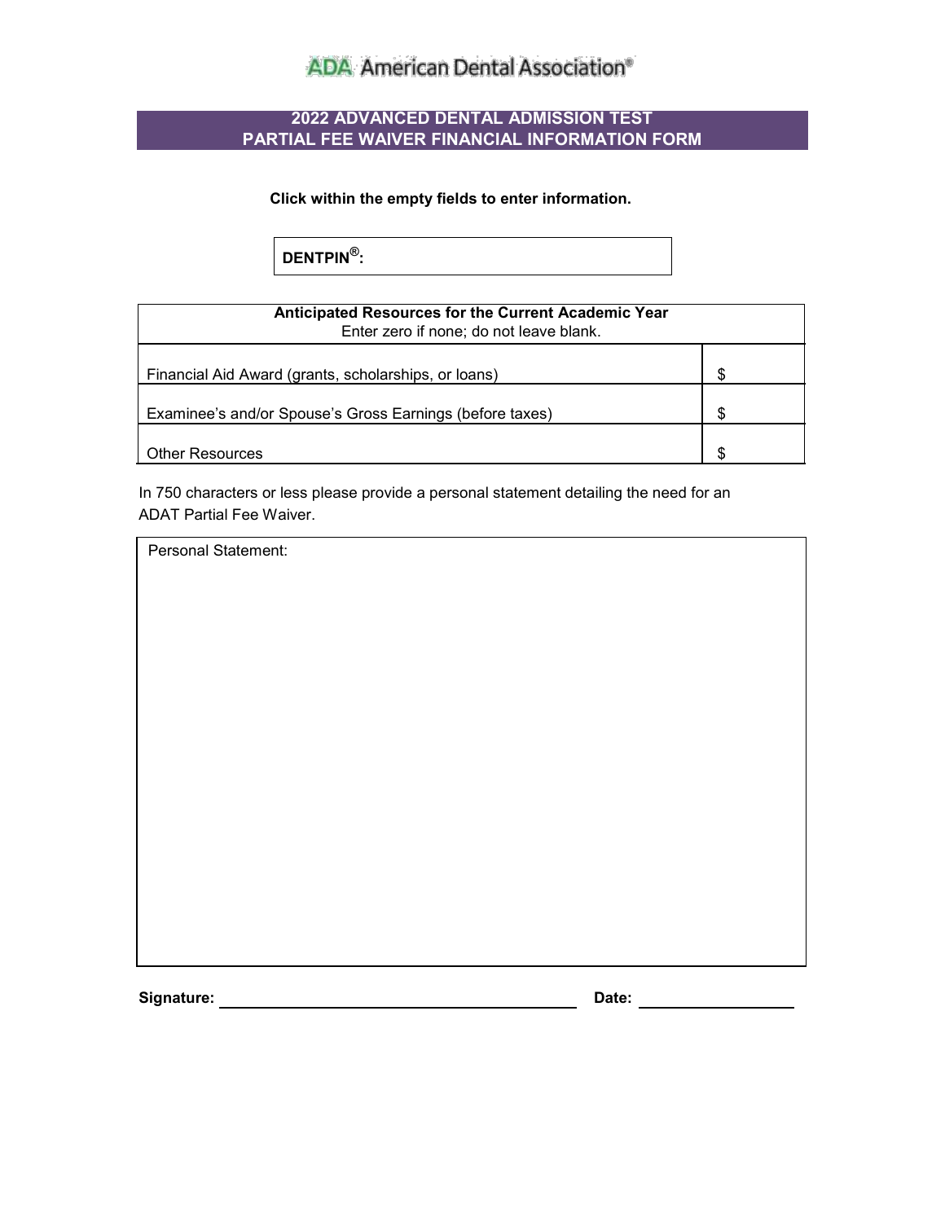ADA American Dental Association®

## 2022 ADVANCED DENTAL ADMISSION TEST PARTIAL FEE WAIVER FINANCIAL INFORMATION FORM

**Click within the empty fields to enter information.**

**DENTPIN®:**

| **Anticipated Resources for the Current Academic Year**<br>Enter zero if none; do not leave blank. | |
|---|---|
| Financial Aid Award (grants, scholarships, or loans) | $ |
| Examinee's and/or Spouse's Gross Earnings (before taxes) | $ |
| Other Resources | $ |

In 750 characters or less please provide a personal statement detailing the need for an ADAT Partial Fee Waiver.

Personal Statement:

**Signature:** ______________________ **Date:** ______________